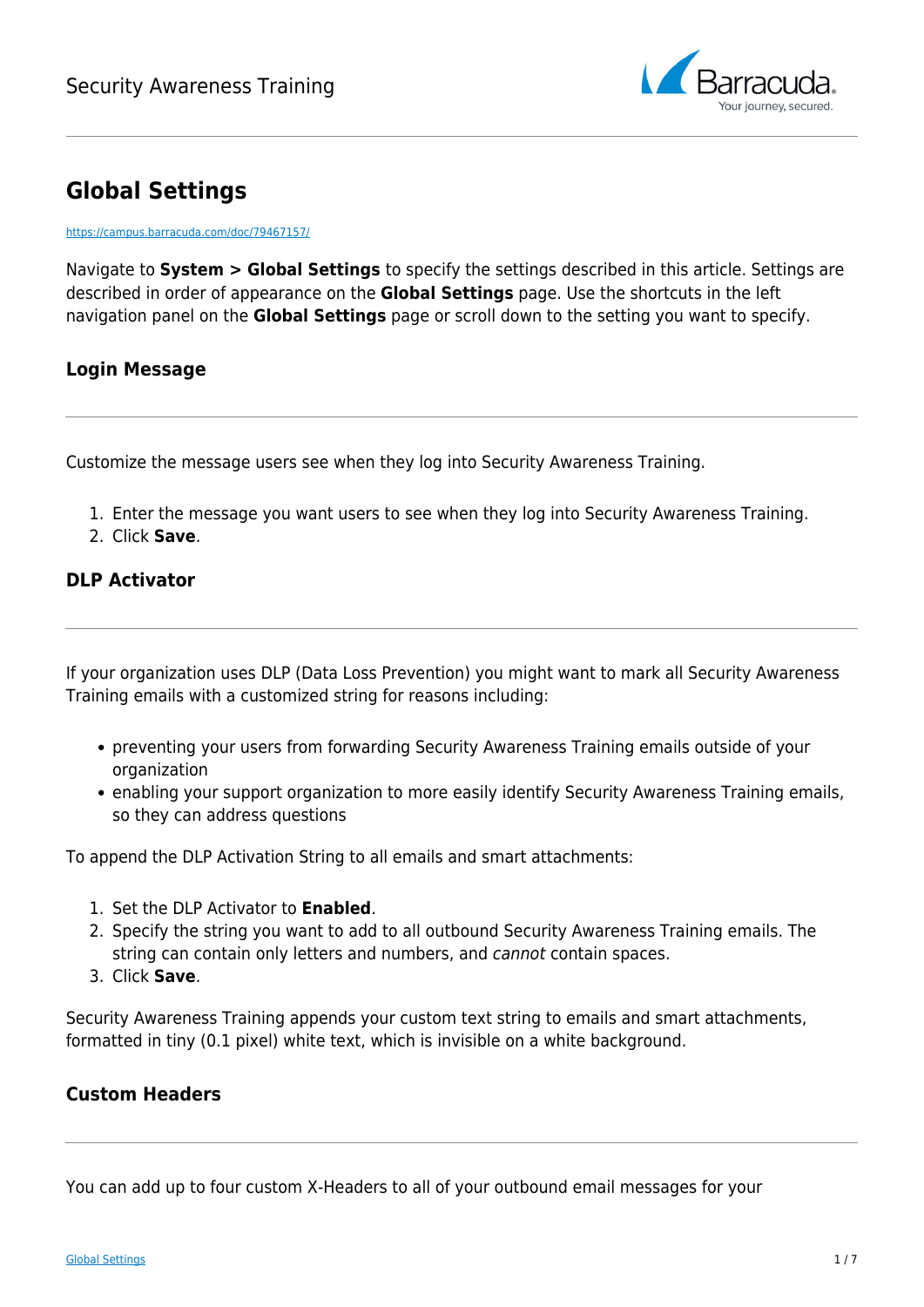# Global Settings

https://campus.barracuda.com/doc/79467157/

Navigate to **System > Global Settings** to specify the settings described in this article. Settings are described in order of appearance on the **Global Settings** page. Use the shortcuts in the left navigation panel on the **Global Settings** page or scroll down to the setting you want to specify.

## Login Message

---

Customize the message users see when they log into Security Awareness Training.

1. Enter the message you want users to see when they log into Security Awareness Training.
2. Click **Save**.

## DLP Activator

---

If your organization uses DLP (Data Loss Prevention) you might want to mark all Security Awareness Training emails with a customized string for reasons including:

- preventing your users from forwarding Security Awareness Training emails outside of your organization
- enabling your support organization to more easily identify Security Awareness Training emails, so they can address questions

To append the DLP Activation String to all emails and smart attachments:

1. Set the DLP Activator to **Enabled**.
2. Specify the string you want to add to all outbound Security Awareness Training emails. The string can contain only letters and numbers, and *cannot* contain spaces.
3. Click **Save**.

Security Awareness Training appends your custom text string to emails and smart attachments, formatted in tiny (0.1 pixel) white text, which is invisible on a white background.

## Custom Headers

---

You can add up to four custom X-Headers to all of your outbound email messages for your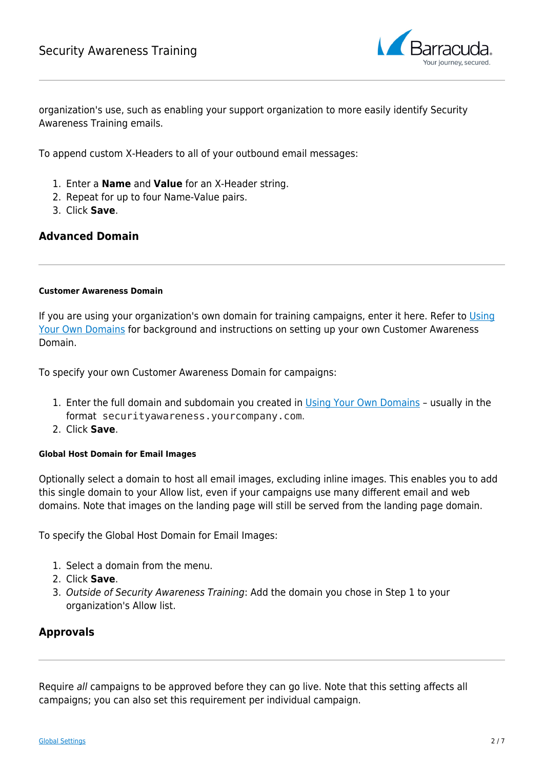organization's use, such as enabling your support organization to more easily identify Security Awareness Training emails.

To append custom X-Headers to all of your outbound email messages:

1. Enter a **Name** and **Value** for an X-Header string.
2. Repeat for up to four Name-Value pairs.
3. Click **Save**.

## Advanced Domain

#### Customer Awareness Domain

If you are using your organization's own domain for training campaigns, enter it here. Refer to Using Your Own Domains for background and instructions on setting up your own Customer Awareness Domain.

To specify your own Customer Awareness Domain for campaigns:

1. Enter the full domain and subdomain you created in Using Your Own Domains – usually in the format `securityawareness.yourcompany.com`.
2. Click **Save**.

#### Global Host Domain for Email Images

Optionally select a domain to host all email images, excluding inline images. This enables you to add this single domain to your Allow list, even if your campaigns use many different email and web domains. Note that images on the landing page will still be served from the landing page domain.

To specify the Global Host Domain for Email Images:

1. Select a domain from the menu.
2. Click **Save**.
3. *Outside of Security Awareness Training*: Add the domain you chose in Step 1 to your organization's Allow list.

## Approvals

Require *all* campaigns to be approved before they can go live. Note that this setting affects all campaigns; you can also set this requirement per individual campaign.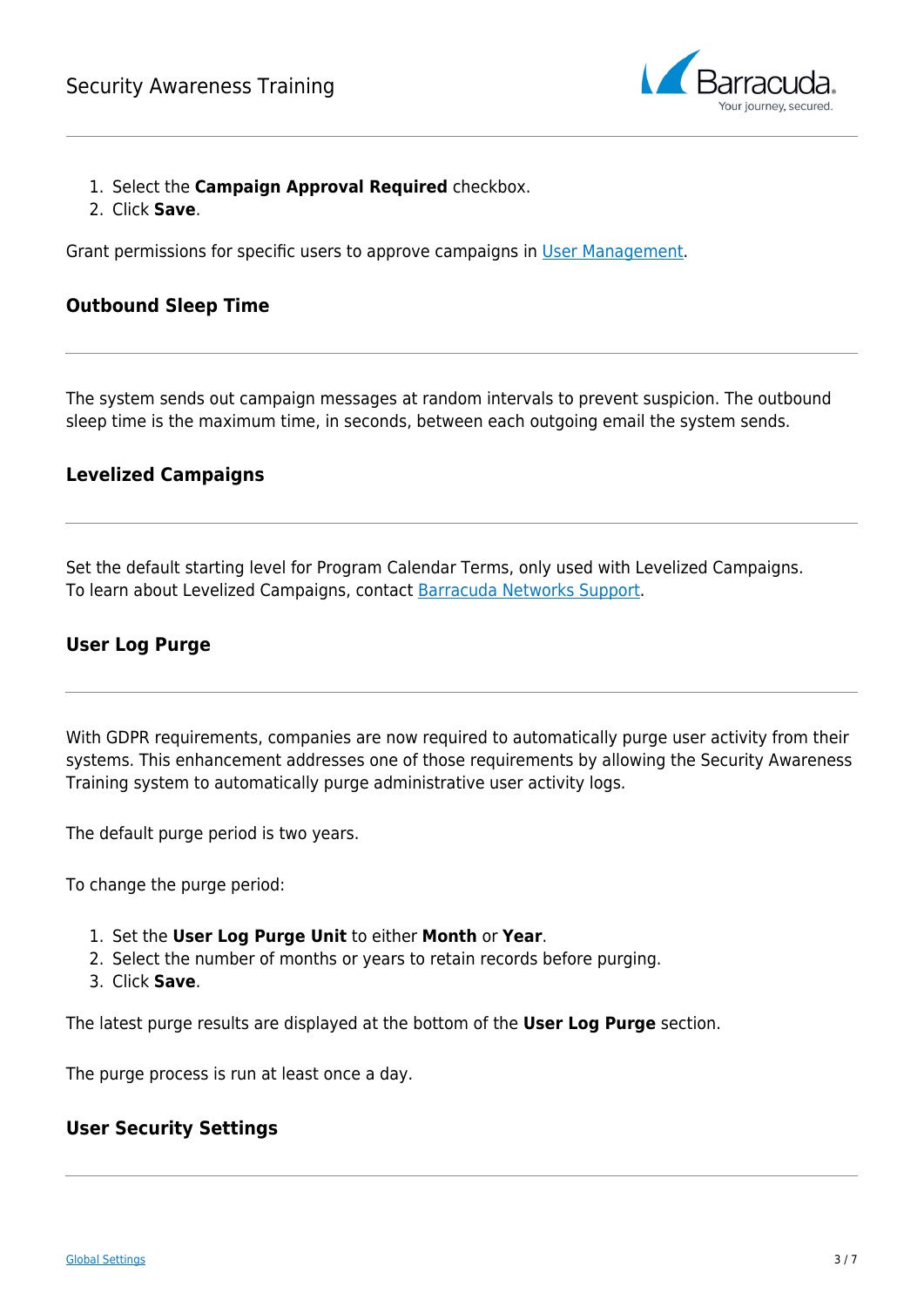1. Select the **Campaign Approval Required** checkbox.
2. Click **Save**.

Grant permissions for specific users to approve campaigns in User Management.

### Outbound Sleep Time

The system sends out campaign messages at random intervals to prevent suspicion. The outbound sleep time is the maximum time, in seconds, between each outgoing email the system sends.

### Levelized Campaigns

Set the default starting level for Program Calendar Terms, only used with Levelized Campaigns. To learn about Levelized Campaigns, contact Barracuda Networks Support.

### User Log Purge

With GDPR requirements, companies are now required to automatically purge user activity from their systems. This enhancement addresses one of those requirements by allowing the Security Awareness Training system to automatically purge administrative user activity logs.

The default purge period is two years.

To change the purge period:

1. Set the **User Log Purge Unit** to either **Month** or **Year**.
2. Select the number of months or years to retain records before purging.
3. Click **Save**.

The latest purge results are displayed at the bottom of the **User Log Purge** section.

The purge process is run at least once a day.

### User Security Settings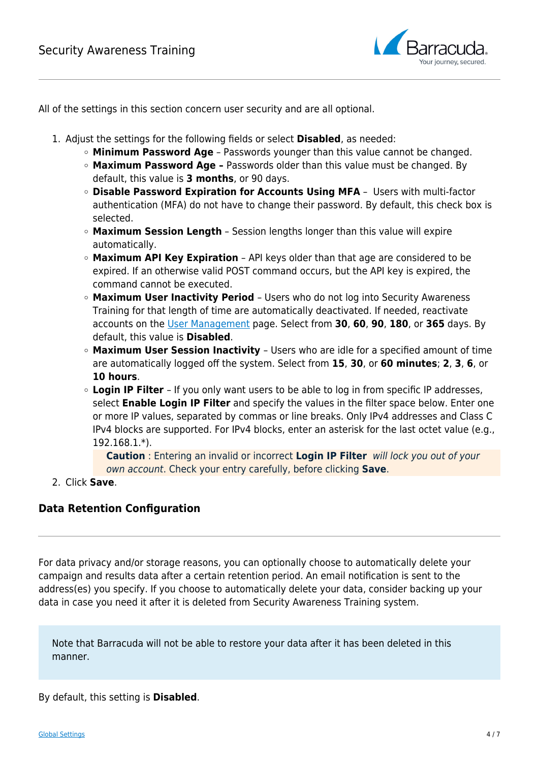All of the settings in this section concern user security and are all optional.

1. Adjust the settings for the following fields or select **Disabled**, as needed:
   - **Minimum Password Age** – Passwords younger than this value cannot be changed.
   - **Maximum Password Age –** Passwords older than this value must be changed. By default, this value is **3 months**, or 90 days.
   - **Disable Password Expiration for Accounts Using MFA** – Users with multi-factor authentication (MFA) do not have to change their password. By default, this check box is selected.
   - **Maximum Session Length** – Session lengths longer than this value will expire automatically.
   - **Maximum API Key Expiration** – API keys older than that age are considered to be expired. If an otherwise valid POST command occurs, but the API key is expired, the command cannot be executed.
   - **Maximum User Inactivity Period** – Users who do not log into Security Awareness Training for that length of time are automatically deactivated. If needed, reactivate accounts on the User Management page. Select from **30**, **60**, **90**, **180**, or **365** days. By default, this value is **Disabled**.
   - **Maximum User Session Inactivity** – Users who are idle for a specified amount of time are automatically logged off the system. Select from **15**, **30**, or **60 minutes**; **2**, **3**, **6**, or **10 hours**.
   - **Login IP Filter** – If you only want users to be able to log in from specific IP addresses, select **Enable Login IP Filter** and specify the values in the filter space below. Enter one or more IP values, separated by commas or line breaks. Only IPv4 addresses and Class C IPv4 blocks are supported. For IPv4 blocks, enter an asterisk for the last octet value (e.g., 192.168.1.*).

     **Caution** : Entering an invalid or incorrect **Login IP Filter** *will lock you out of your own account*. Check your entry carefully, before clicking **Save**.
2. Click **Save**.

### Data Retention Configuration

For data privacy and/or storage reasons, you can optionally choose to automatically delete your campaign and results data after a certain retention period. An email notification is sent to the address(es) you specify. If you choose to automatically delete your data, consider backing up your data in case you need it after it is deleted from Security Awareness Training system.

Note that Barracuda will not be able to restore your data after it has been deleted in this manner.

By default, this setting is **Disabled**.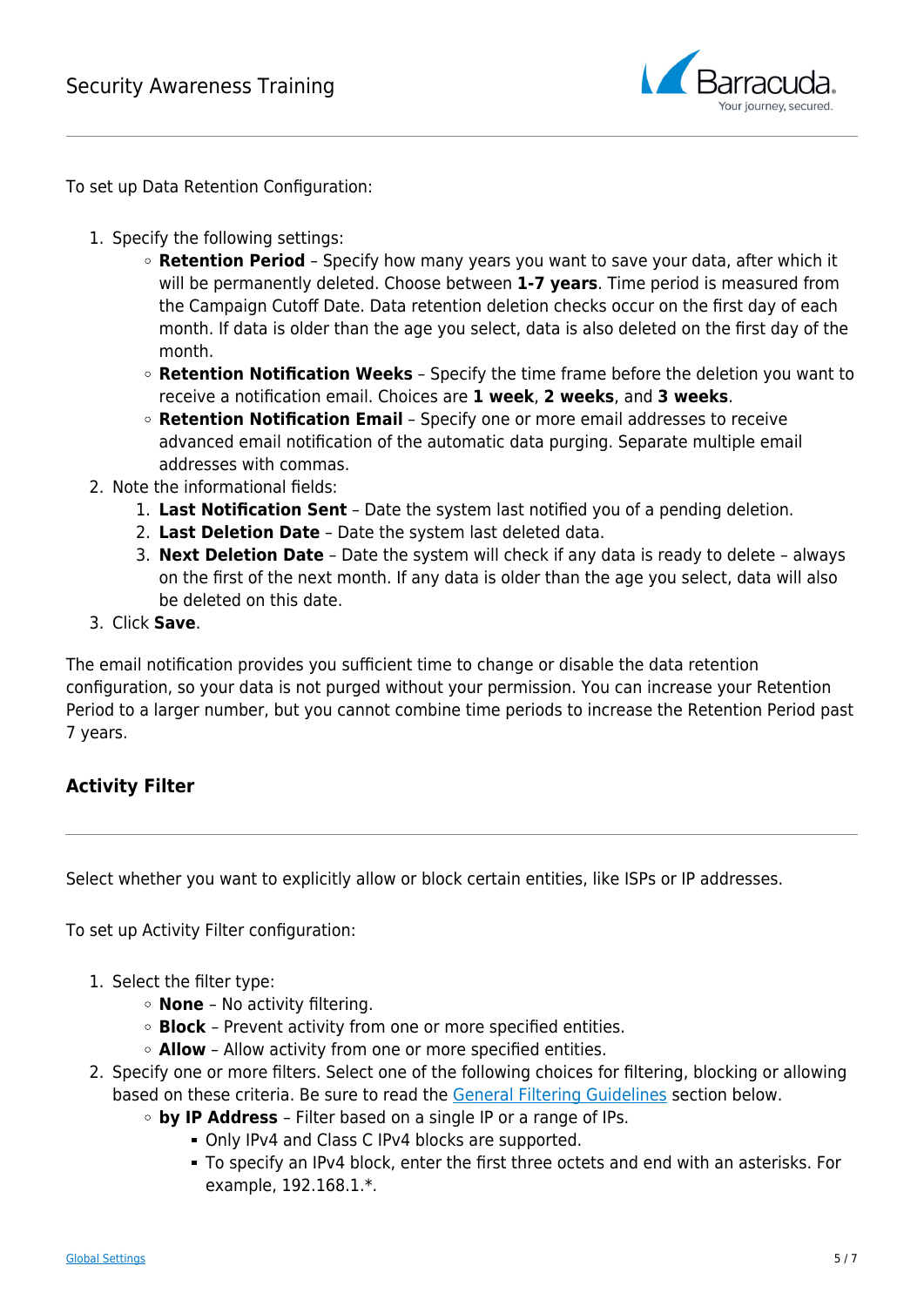To set up Data Retention Configuration:

1. Specify the following settings:
    - **Retention Period** – Specify how many years you want to save your data, after which it will be permanently deleted. Choose between **1-7 years**. Time period is measured from the Campaign Cutoff Date. Data retention deletion checks occur on the first day of each month. If data is older than the age you select, data is also deleted on the first day of the month.
    - **Retention Notification Weeks** – Specify the time frame before the deletion you want to receive a notification email. Choices are **1 week**, **2 weeks**, and **3 weeks**.
    - **Retention Notification Email** – Specify one or more email addresses to receive advanced email notification of the automatic data purging. Separate multiple email addresses with commas.
2. Note the informational fields:
    1. **Last Notification Sent** – Date the system last notified you of a pending deletion.
    2. **Last Deletion Date** – Date the system last deleted data.
    3. **Next Deletion Date** – Date the system will check if any data is ready to delete – always on the first of the next month. If any data is older than the age you select, data will also be deleted on this date.
3. Click **Save**.

The email notification provides you sufficient time to change or disable the data retention configuration, so your data is not purged without your permission. You can increase your Retention Period to a larger number, but you cannot combine time periods to increase the Retention Period past 7 years.

### Activity Filter

Select whether you want to explicitly allow or block certain entities, like ISPs or IP addresses.

To set up Activity Filter configuration:

1. Select the filter type:
    - **None** – No activity filtering.
    - **Block** – Prevent activity from one or more specified entities.
    - **Allow** – Allow activity from one or more specified entities.
2. Specify one or more filters. Select one of the following choices for filtering, blocking or allowing based on these criteria. Be sure to read the General Filtering Guidelines section below.
    - **by IP Address** – Filter based on a single IP or a range of IPs.
        - Only IPv4 and Class C IPv4 blocks are supported.
        - To specify an IPv4 block, enter the first three octets and end with an asterisks. For example, 192.168.1.*.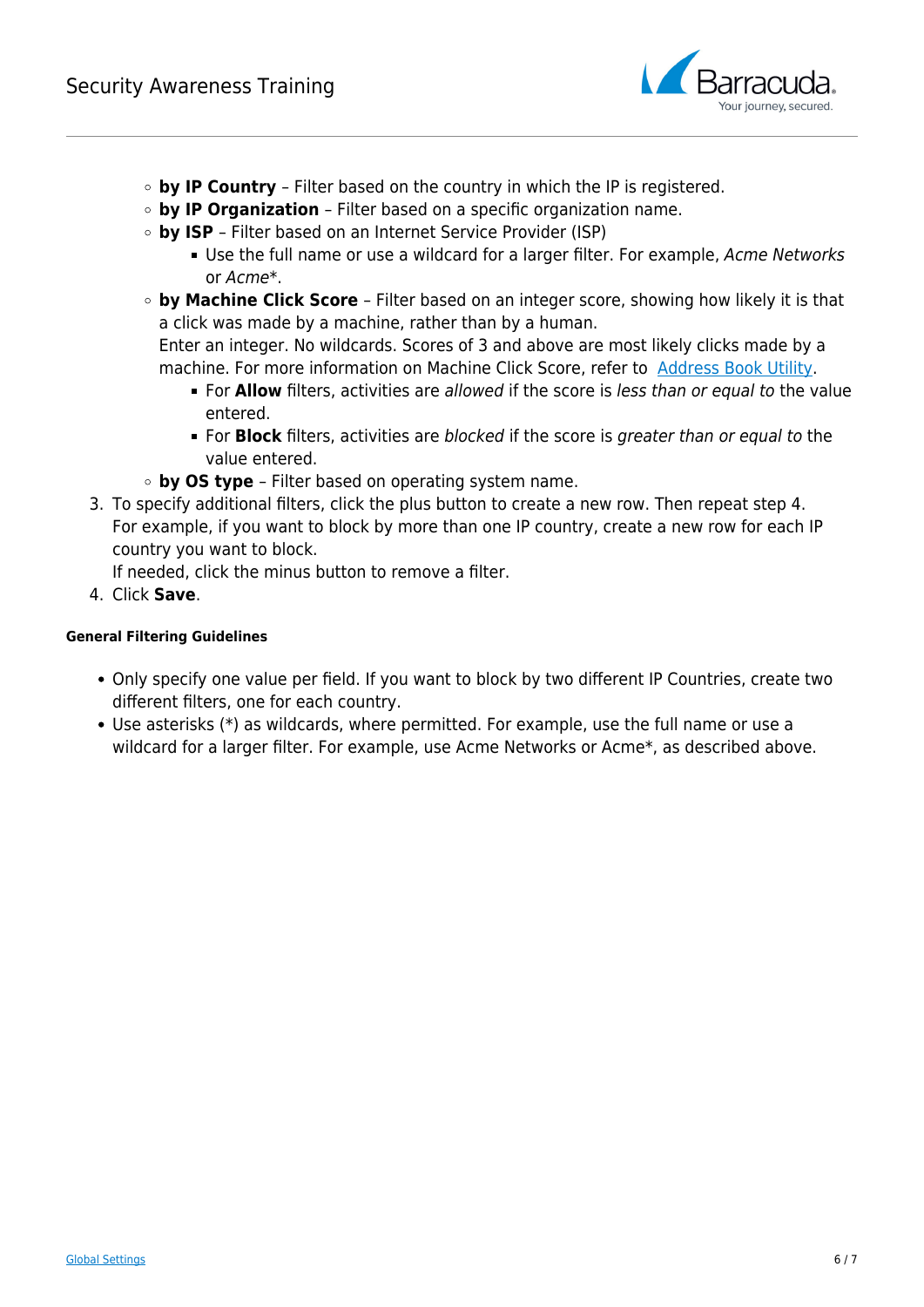- **by IP Country** – Filter based on the country in which the IP is registered.
    - **by IP Organization** – Filter based on a specific organization name.
    - **by ISP** – Filter based on an Internet Service Provider (ISP)
        - Use the full name or use a wildcard for a larger filter. For example, *Acme Networks* or *Acme**.
    - **by Machine Click Score** – Filter based on an integer score, showing how likely it is that a click was made by a machine, rather than by a human.
      Enter an integer. No wildcards. Scores of 3 and above are most likely clicks made by a machine. For more information on Machine Click Score, refer to [Address Book Utility](#).
        - For **Allow** filters, activities are *allowed* if the score is *less than or equal to* the value entered.
        - For **Block** filters, activities are *blocked* if the score is *greater than or equal to* the value entered.
    - **by OS type** – Filter based on operating system name.

3. To specify additional filters, click the plus button to create a new row. Then repeat step 4. For example, if you want to block by more than one IP country, create a new row for each IP country you want to block.
   If needed, click the minus button to remove a filter.
4. Click **Save**.

#### General Filtering Guidelines

- Only specify one value per field. If you want to block by two different IP Countries, create two different filters, one for each country.
- Use asterisks (*) as wildcards, where permitted. For example, use the full name or use a wildcard for a larger filter. For example, use Acme Networks or Acme*, as described above.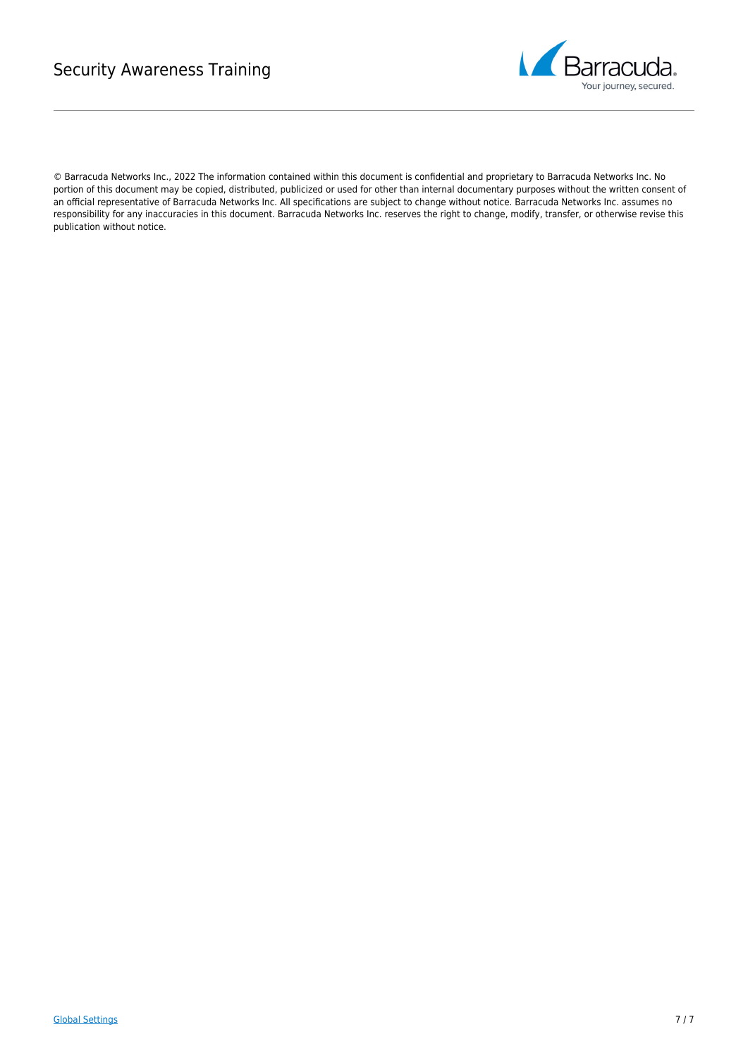© Barracuda Networks Inc., 2022 The information contained within this document is confidential and proprietary to Barracuda Networks Inc. No portion of this document may be copied, distributed, publicized or used for other than internal documentary purposes without the written consent of an official representative of Barracuda Networks Inc. All specifications are subject to change without notice. Barracuda Networks Inc. assumes no responsibility for any inaccuracies in this document. Barracuda Networks Inc. reserves the right to change, modify, transfer, or otherwise revise this publication without notice.